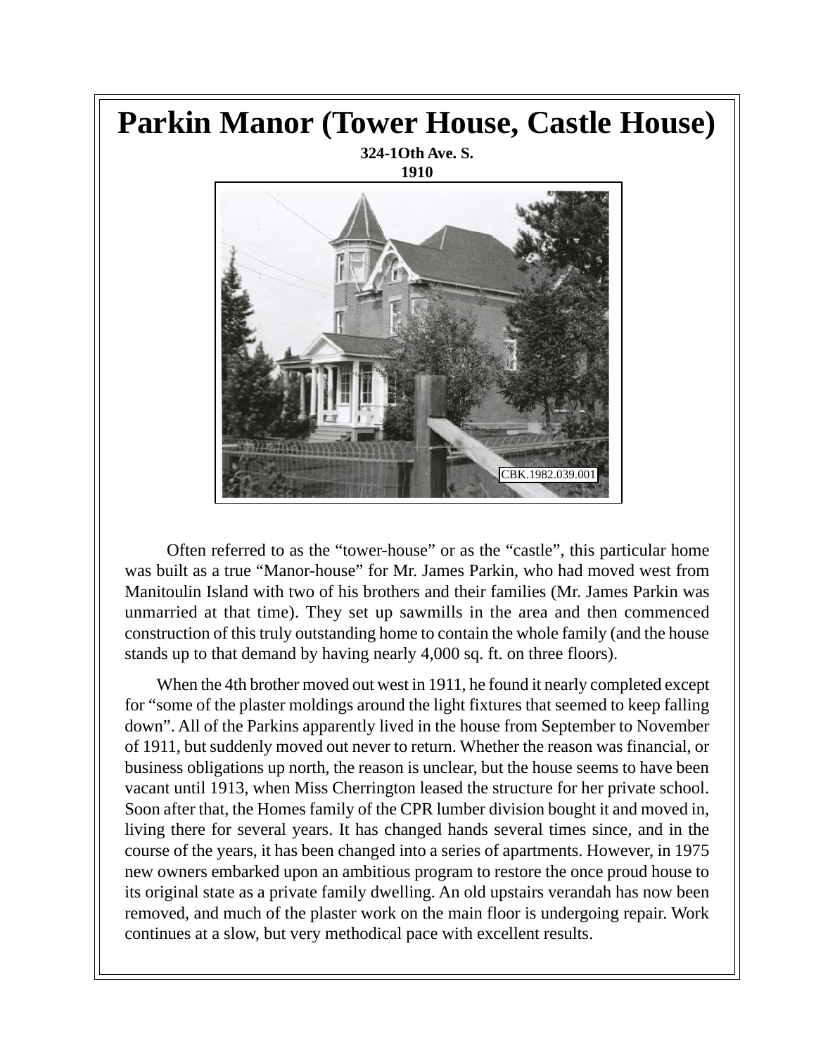# Parkin Manor (Tower House, Castle House)

**324-1Oth Ave. S.**
**1910**

CBK.1982.039.001

Often referred to as the "tower-house" or as the "castle", this particular home was built as a true "Manor-house" for Mr. James Parkin, who had moved west from Manitoulin Island with two of his brothers and their families (Mr. James Parkin was unmarried at that time). They set up sawmills in the area and then commenced construction of this truly outstanding home to contain the whole family (and the house stands up to that demand by having nearly 4,000 sq. ft. on three floors).

When the 4th brother moved out west in 1911, he found it nearly completed except for "some of the plaster moldings around the light fixtures that seemed to keep falling down". All of the Parkins apparently lived in the house from September to November of 1911, but suddenly moved out never to return. Whether the reason was financial, or business obligations up north, the reason is unclear, but the house seems to have been vacant until 1913, when Miss Cherrington leased the structure for her private school. Soon after that, the Homes family of the CPR lumber division bought it and moved in, living there for several years. It has changed hands several times since, and in the course of the years, it has been changed into a series of apartments. However, in 1975 new owners embarked upon an ambitious program to restore the once proud house to its original state as a private family dwelling. An old upstairs verandah has now been removed, and much of the plaster work on the main floor is undergoing repair. Work continues at a slow, but very methodical pace with excellent results.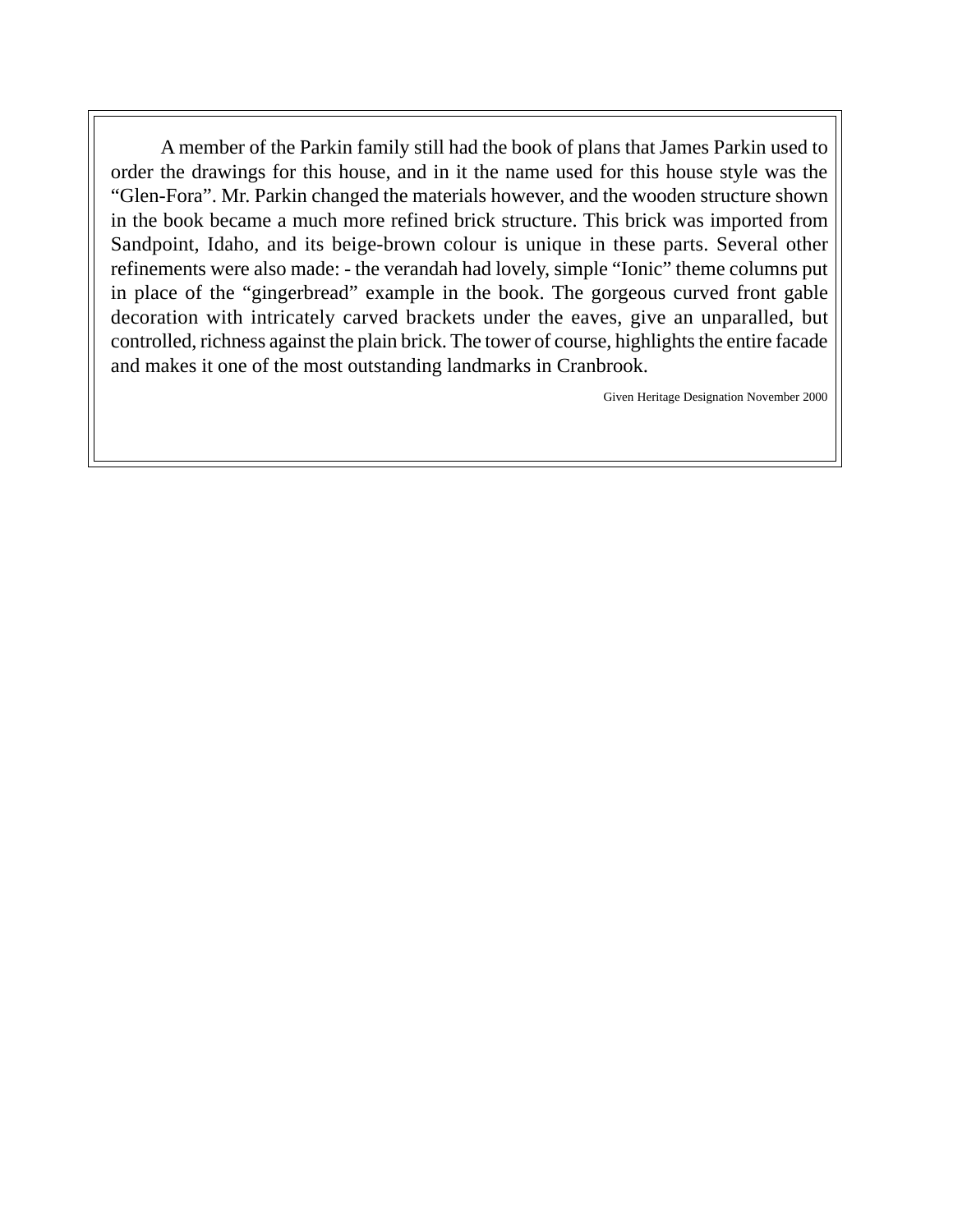A member of the Parkin family still had the book of plans that James Parkin used to order the drawings for this house, and in it the name used for this house style was the "Glen-Fora". Mr. Parkin changed the materials however, and the wooden structure shown in the book became a much more refined brick structure. This brick was imported from Sandpoint, Idaho, and its beige-brown colour is unique in these parts. Several other refinements were also made: - the verandah had lovely, simple "Ionic" theme columns put in place of the "gingerbread" example in the book. The gorgeous curved front gable decoration with intricately carved brackets under the eaves, give an unparalled, but controlled, richness against the plain brick. The tower of course, highlights the entire facade and makes it one of the most outstanding landmarks in Cranbrook.

Given Heritage Designation November 2000